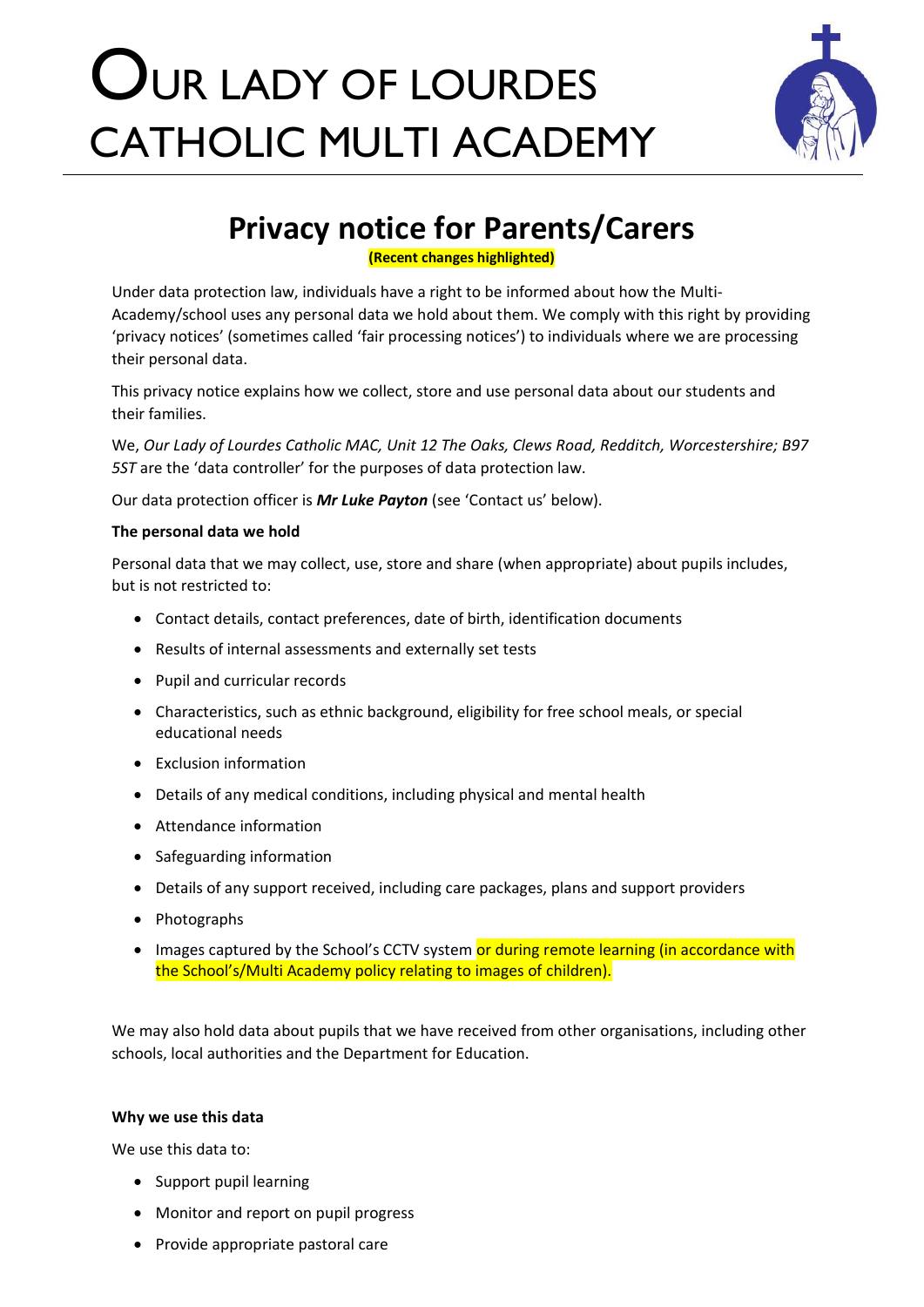# OUR LADY OF LOURDES CATHOLIC MULTI ACADEMY

## Privacy notice for Parents/Carers

**(Recent changes highlighted)**

Under data protection law, individuals have a right to be informed about how the Multi-Academy/school uses any personal data we hold about them. We comply with this right by providing 'privacy notices' (sometimes called 'fair processing notices') to individuals where we are processing their personal data.

This privacy notice explains how we collect, store and use personal data about our students and their families.

We, *Our Lady of Lourdes Catholic MAC, Unit 12 The Oaks, Clews Road, Redditch, Worcestershire; B97 5ST* are the 'data controller' for the purposes of data protection law.

Our data protection officer is ***Mr Luke Payton*** (see 'Contact us' below).

**The personal data we hold**

Personal data that we may collect, use, store and share (when appropriate) about pupils includes, but is not restricted to:

- Contact details, contact preferences, date of birth, identification documents
- Results of internal assessments and externally set tests
- Pupil and curricular records
- Characteristics, such as ethnic background, eligibility for free school meals, or special educational needs
- Exclusion information
- Details of any medical conditions, including physical and mental health
- Attendance information
- Safeguarding information
- Details of any support received, including care packages, plans and support providers
- Photographs
- Images captured by the School's CCTV system or during remote learning (in accordance with the School's/Multi Academy policy relating to images of children).

We may also hold data about pupils that we have received from other organisations, including other schools, local authorities and the Department for Education.

**Why we use this data**

We use this data to:

- Support pupil learning
- Monitor and report on pupil progress
- Provide appropriate pastoral care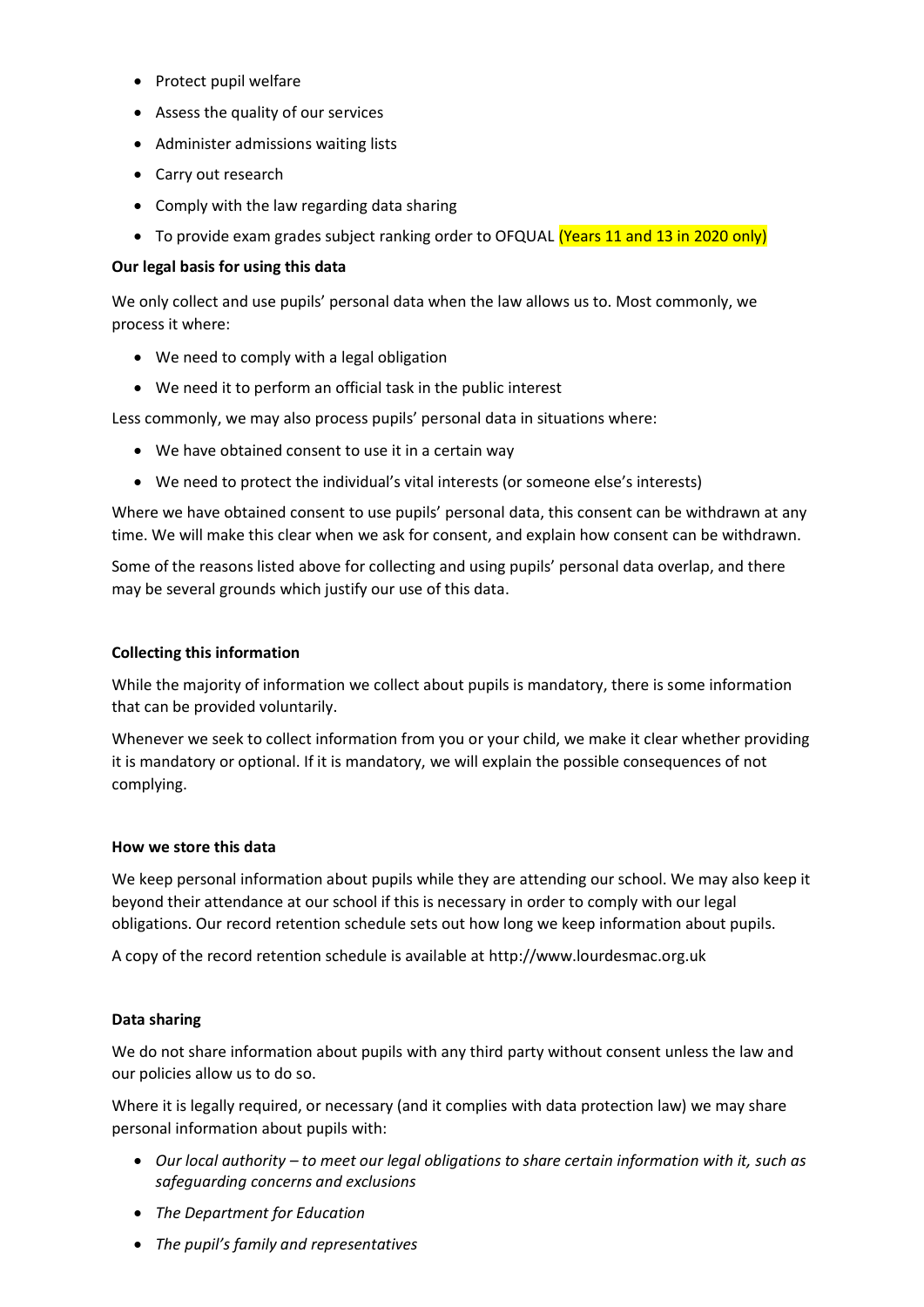- Protect pupil welfare
- Assess the quality of our services
- Administer admissions waiting lists
- Carry out research
- Comply with the law regarding data sharing
- To provide exam grades subject ranking order to OFQUAL (Years 11 and 13 in 2020 only)

**Our legal basis for using this data**

We only collect and use pupils' personal data when the law allows us to. Most commonly, we process it where:

- We need to comply with a legal obligation
- We need it to perform an official task in the public interest

Less commonly, we may also process pupils' personal data in situations where:

- We have obtained consent to use it in a certain way
- We need to protect the individual's vital interests (or someone else's interests)

Where we have obtained consent to use pupils' personal data, this consent can be withdrawn at any time. We will make this clear when we ask for consent, and explain how consent can be withdrawn.

Some of the reasons listed above for collecting and using pupils' personal data overlap, and there may be several grounds which justify our use of this data.

**Collecting this information**

While the majority of information we collect about pupils is mandatory, there is some information that can be provided voluntarily.

Whenever we seek to collect information from you or your child, we make it clear whether providing it is mandatory or optional. If it is mandatory, we will explain the possible consequences of not complying.

**How we store this data**

We keep personal information about pupils while they are attending our school. We may also keep it beyond their attendance at our school if this is necessary in order to comply with our legal obligations. Our record retention schedule sets out how long we keep information about pupils.

A copy of the record retention schedule is available at http://www.lourdesmac.org.uk

**Data sharing**

We do not share information about pupils with any third party without consent unless the law and our policies allow us to do so.

Where it is legally required, or necessary (and it complies with data protection law) we may share personal information about pupils with:

- *Our local authority – to meet our legal obligations to share certain information with it, such as safeguarding concerns and exclusions*
- *The Department for Education*
- *The pupil's family and representatives*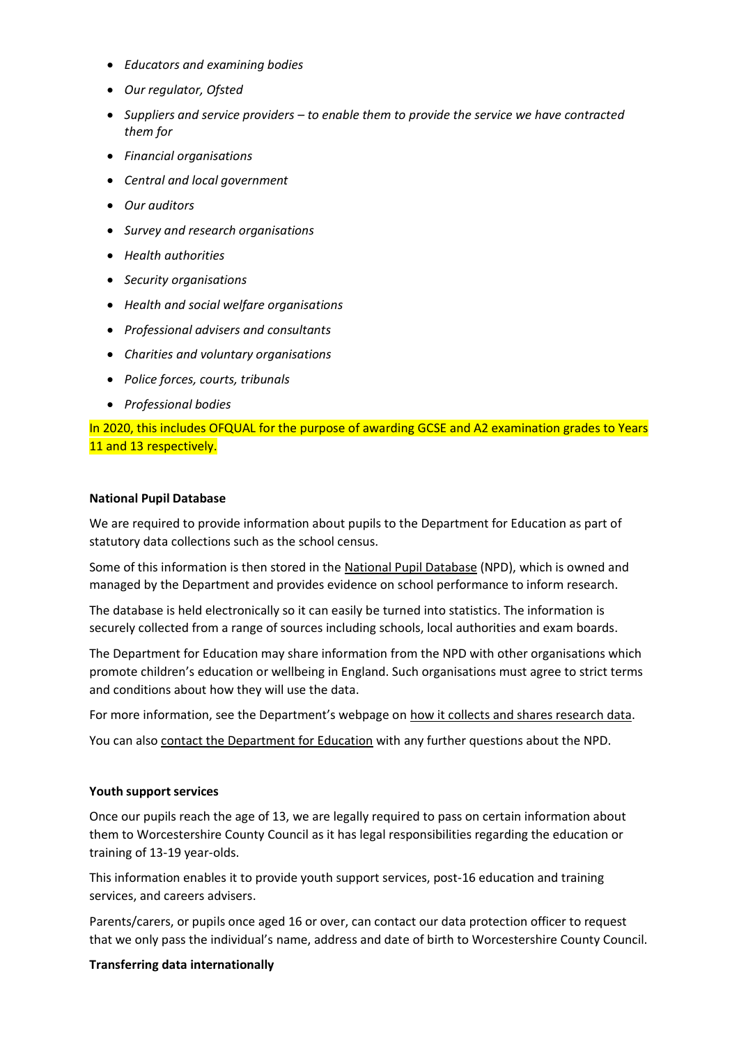- *Educators and examining bodies*
- *Our regulator, Ofsted*
- *Suppliers and service providers – to enable them to provide the service we have contracted them for*
- *Financial organisations*
- *Central and local government*
- *Our auditors*
- *Survey and research organisations*
- *Health authorities*
- *Security organisations*
- *Health and social welfare organisations*
- *Professional advisers and consultants*
- *Charities and voluntary organisations*
- *Police forces, courts, tribunals*
- *Professional bodies*

In 2020, this includes OFQUAL for the purpose of awarding GCSE and A2 examination grades to Years 11 and 13 respectively.

**National Pupil Database**

We are required to provide information about pupils to the Department for Education as part of statutory data collections such as the school census.

Some of this information is then stored in the National Pupil Database (NPD), which is owned and managed by the Department and provides evidence on school performance to inform research.

The database is held electronically so it can easily be turned into statistics. The information is securely collected from a range of sources including schools, local authorities and exam boards.

The Department for Education may share information from the NPD with other organisations which promote children's education or wellbeing in England. Such organisations must agree to strict terms and conditions about how they will use the data.

For more information, see the Department's webpage on how it collects and shares research data.

You can also contact the Department for Education with any further questions about the NPD.

**Youth support services**

Once our pupils reach the age of 13, we are legally required to pass on certain information about them to Worcestershire County Council as it has legal responsibilities regarding the education or training of 13-19 year-olds.

This information enables it to provide youth support services, post-16 education and training services, and careers advisers.

Parents/carers, or pupils once aged 16 or over, can contact our data protection officer to request that we only pass the individual's name, address and date of birth to Worcestershire County Council.

**Transferring data internationally**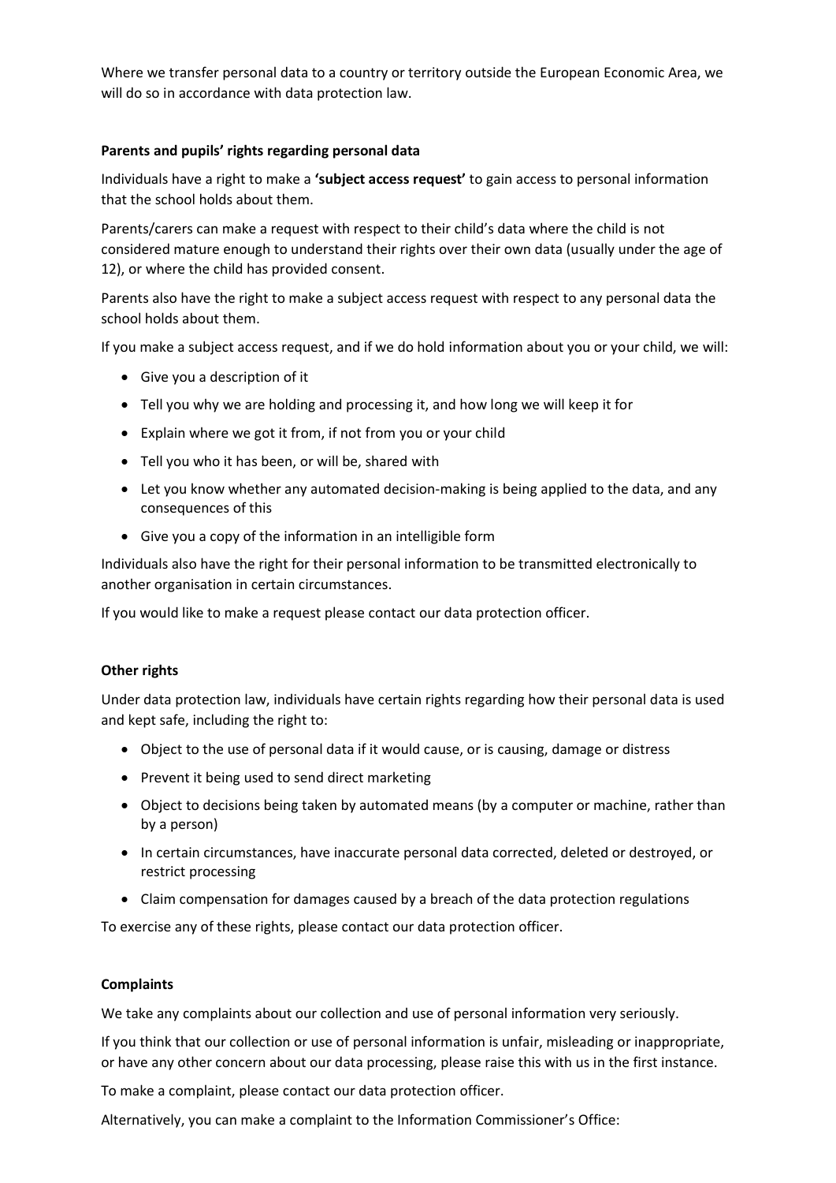Where we transfer personal data to a country or territory outside the European Economic Area, we will do so in accordance with data protection law.

**Parents and pupils' rights regarding personal data**

Individuals have a right to make a **'subject access request'** to gain access to personal information that the school holds about them.

Parents/carers can make a request with respect to their child's data where the child is not considered mature enough to understand their rights over their own data (usually under the age of 12), or where the child has provided consent.

Parents also have the right to make a subject access request with respect to any personal data the school holds about them.

If you make a subject access request, and if we do hold information about you or your child, we will:

- Give you a description of it
- Tell you why we are holding and processing it, and how long we will keep it for
- Explain where we got it from, if not from you or your child
- Tell you who it has been, or will be, shared with
- Let you know whether any automated decision-making is being applied to the data, and any consequences of this
- Give you a copy of the information in an intelligible form

Individuals also have the right for their personal information to be transmitted electronically to another organisation in certain circumstances.

If you would like to make a request please contact our data protection officer.

**Other rights**

Under data protection law, individuals have certain rights regarding how their personal data is used and kept safe, including the right to:

- Object to the use of personal data if it would cause, or is causing, damage or distress
- Prevent it being used to send direct marketing
- Object to decisions being taken by automated means (by a computer or machine, rather than by a person)
- In certain circumstances, have inaccurate personal data corrected, deleted or destroyed, or restrict processing
- Claim compensation for damages caused by a breach of the data protection regulations

To exercise any of these rights, please contact our data protection officer.

**Complaints**

We take any complaints about our collection and use of personal information very seriously.

If you think that our collection or use of personal information is unfair, misleading or inappropriate, or have any other concern about our data processing, please raise this with us in the first instance.

To make a complaint, please contact our data protection officer.

Alternatively, you can make a complaint to the Information Commissioner's Office: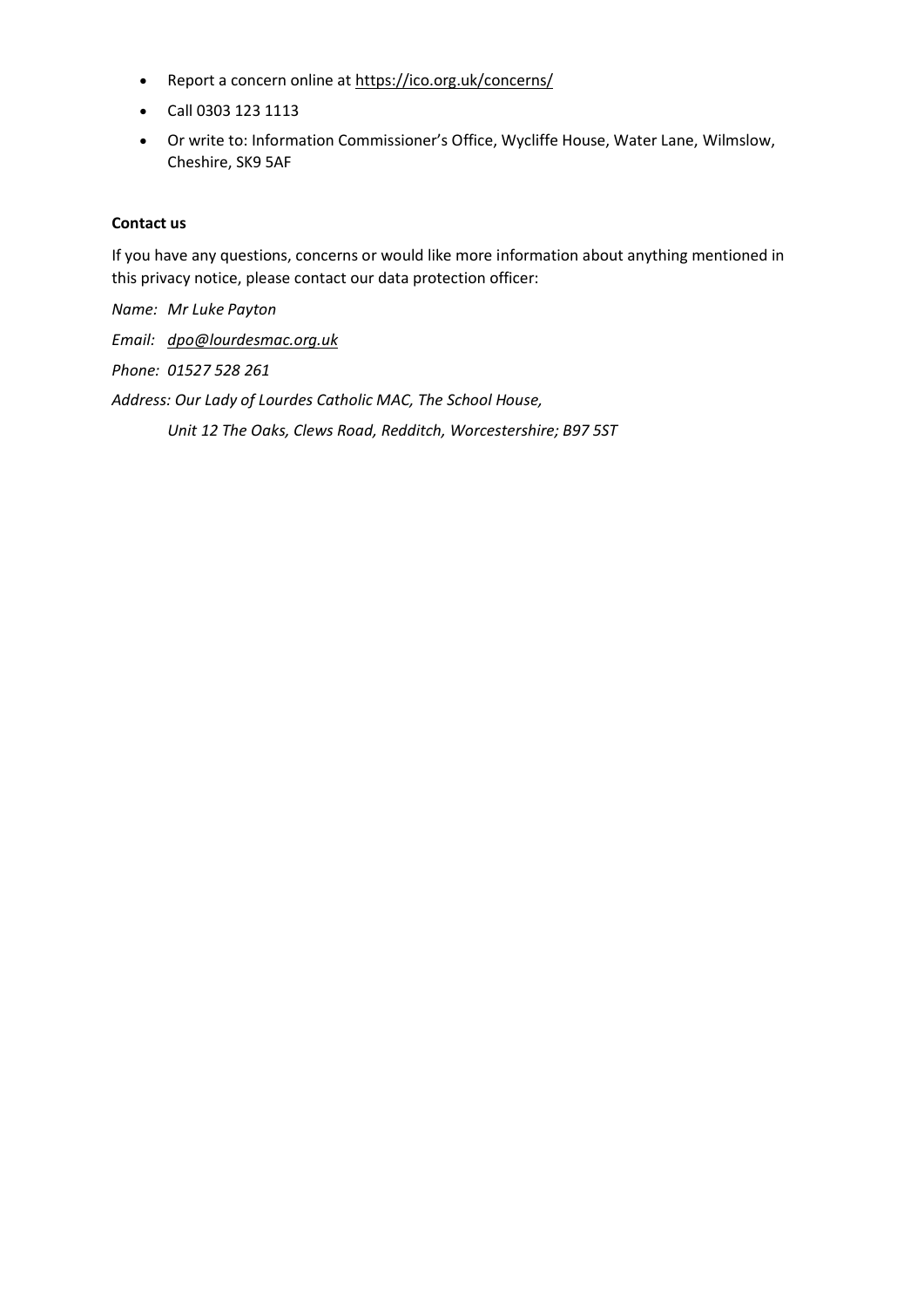- Report a concern online at https://ico.org.uk/concerns/
- Call 0303 123 1113
- Or write to: Information Commissioner's Office, Wycliffe House, Water Lane, Wilmslow, Cheshire, SK9 5AF

**Contact us**

If you have any questions, concerns or would like more information about anything mentioned in this privacy notice, please contact our data protection officer:

*Name: Mr Luke Payton*

*Email: dpo@lourdesmac.org.uk*

*Phone: 01527 528 261*

*Address: Our Lady of Lourdes Catholic MAC, The School House,*

*Unit 12 The Oaks, Clews Road, Redditch, Worcestershire; B97 5ST*